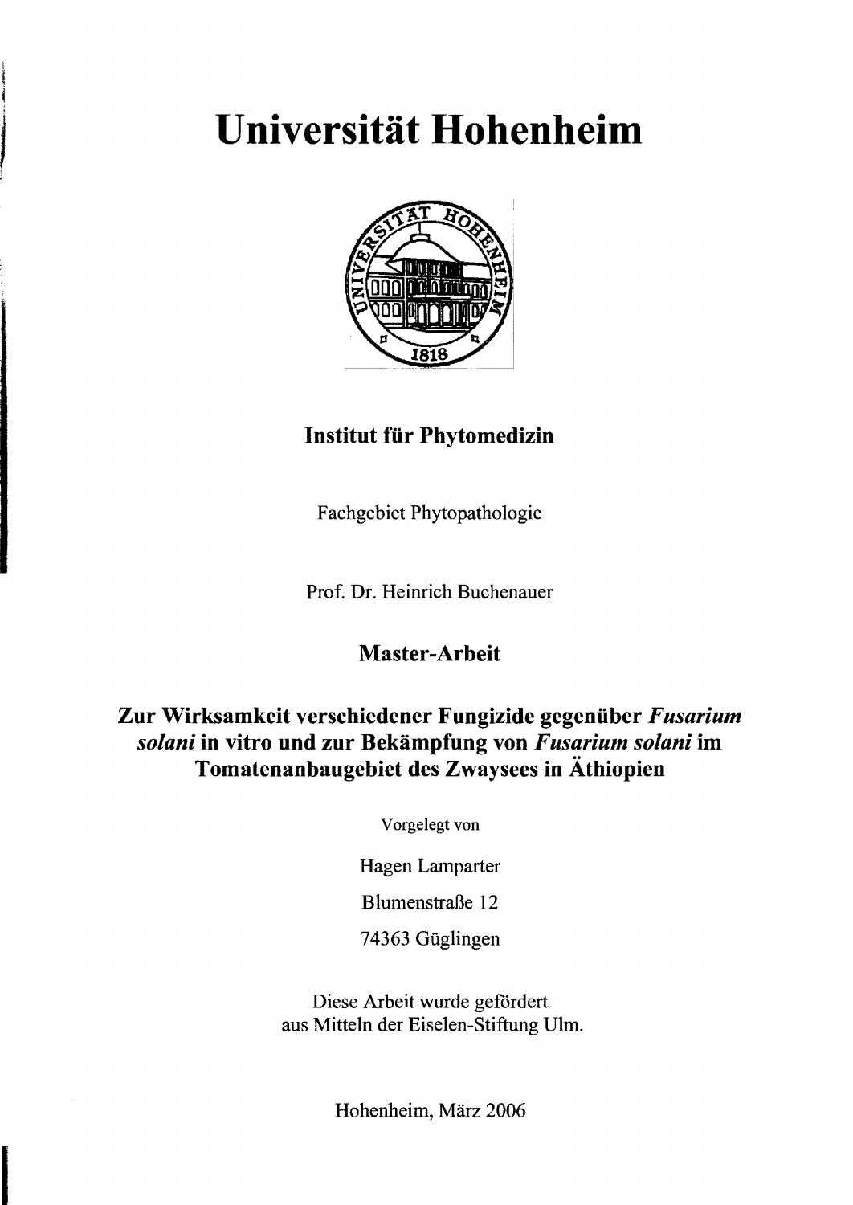# Universität Hohenheim

**Institut für Phytomedizin**

Fachgebiet Phytopathologie

Prof. Dr. Heinrich Buchenauer

**Master-Arbeit**

**Zur Wirksamkeit verschiedener Fungizide gegenüber *Fusarium solani* in vitro und zur Bekämpfung von *Fusarium solani* im Tomatenanbaugebiet des Zwaysees in Äthiopien**

Vorgelegt von

Hagen Lamparter

Blumenstraße 12

74363 Güglingen

Diese Arbeit wurde gefördert aus Mitteln der Eiselen-Stiftung Ulm.

Hohenheim, März 2006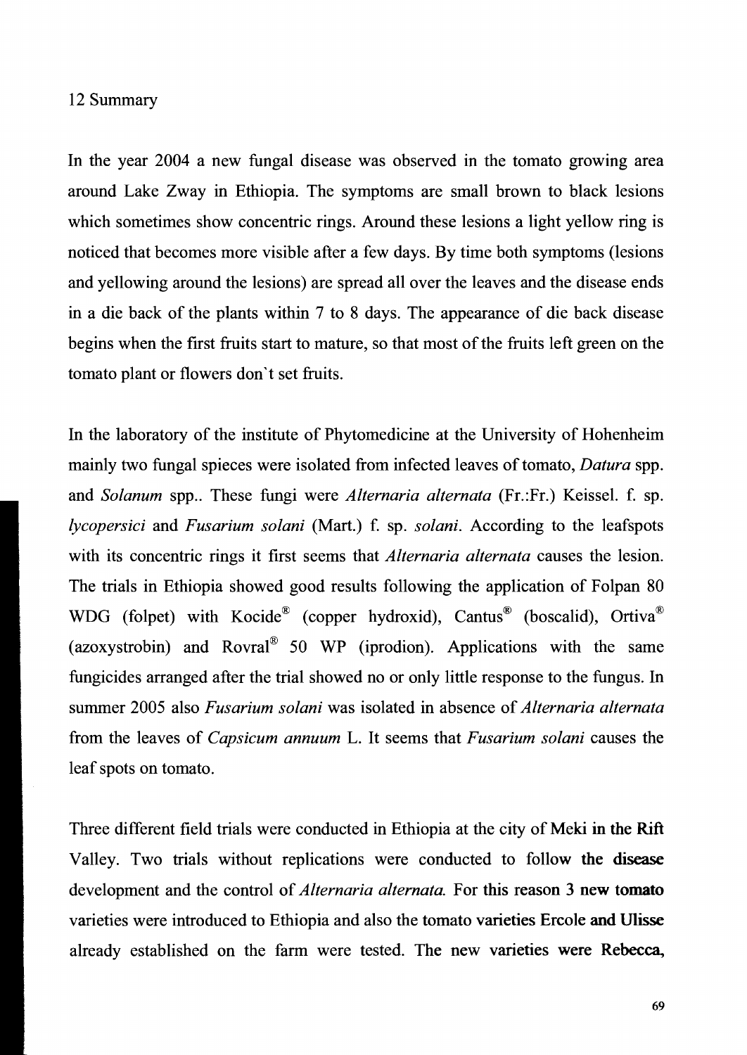# 12 Summary

In the year 2004 a new fungal disease was observed in the tomato growing area around Lake Zway in Ethiopia. The symptoms are small brown to black lesions which sometimes show concentric rings. Around these lesions a light yellow ring is noticed that becomes more visible after a few days. By time both symptoms (lesions and yellowing around the lesions) are spread all over the leaves and the disease ends in a die back of the plants within 7 to 8 days. The appearance of die back disease begins when the first fruits start to mature, so that most of the fruits left green on the tomato plant or flowers don`t set fruits.

In the laboratory of the institute of Phytomedicine at the University of Hohenheim mainly two fungal spieces were isolated from infected leaves of tomato, *Datura* spp. and *Solanum* spp.. These fungi were *Alternaria alternata* (Fr.:Fr.) Keissel. f. sp. *lycopersici* and *Fusarium solani* (Mart.) f. sp. *solani*. According to the leafspots with its concentric rings it first seems that *Alternaria alternata* causes the lesion. The trials in Ethiopia showed good results following the application of Folpan 80 WDG (folpet) with Kocide® (copper hydroxid), Cantus® (boscalid), Ortiva® (azoxystrobin) and Rovral® 50 WP (iprodion). Applications with the same fungicides arranged after the trial showed no or only little response to the fungus. In summer 2005 also *Fusarium solani* was isolated in absence of *Alternaria alternata* from the leaves of *Capsicum annuum* L. It seems that *Fusarium solani* causes the leaf spots on tomato.

Three different field trials were conducted in Ethiopia at the city of Meki in the Rift Valley. Two trials without replications were conducted to follow the disease development and the control of *Alternaria alternata.* For this reason 3 new tomato varieties were introduced to Ethiopia and also the tomato varieties Ercole and Ulisse already established on the farm were tested. The new varieties were Rebecca,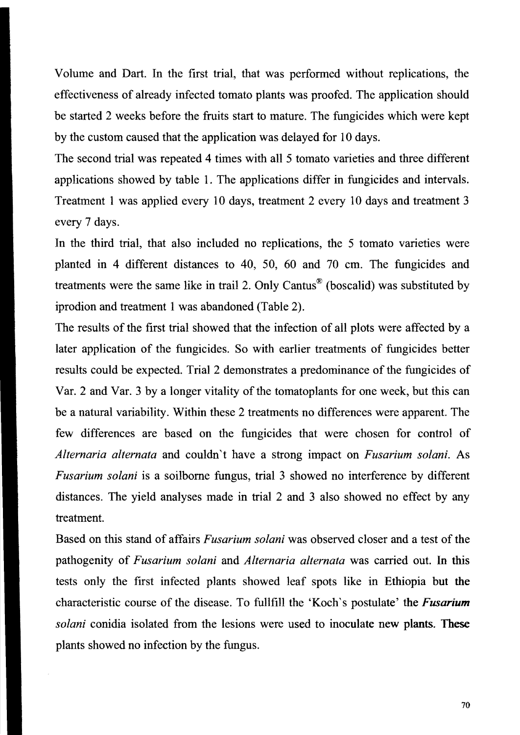Volume and Dart. In the first trial, that was performed without replications, the effectiveness of already infected tomato plants was proofed. The application should be started 2 weeks before the fruits start to mature. The fungicides which were kept by the custom caused that the application was delayed for 10 days.

The second trial was repeated 4 times with all 5 tomato varieties and three different applications showed by table 1. The applications differ in fungicides and intervals. Treatment 1 was applied every 10 days, treatment 2 every 10 days and treatment 3 every 7 days.

In the third trial, that also included no replications, the 5 tomato varieties were planted in 4 different distances to 40, 50, 60 and 70 cm. The fungicides and treatments were the same like in trail 2. Only Cantus® (boscalid) was substituted by iprodion and treatment 1 was abandoned (Table 2).

The results of the first trial showed that the infection of all plots were affected by a later application of the fungicides. So with earlier treatments of fungicides better results could be expected. Trial 2 demonstrates a predominance of the fungicides of Var. 2 and Var. 3 by a longer vitality of the tomatoplants for one week, but this can be a natural variability. Within these 2 treatments no differences were apparent. The few differences are based on the fungicides that were chosen for control of *Alternaria alternata* and couldn't have a strong impact on *Fusarium solani*. As *Fusarium solani* is a soilborne fungus, trial 3 showed no interference by different distances. The yield analyses made in trial 2 and 3 also showed no effect by any treatment.

Based on this stand of affairs *Fusarium solani* was observed closer and a test of the pathogenity of *Fusarium solani* and *Alternaria alternata* was carried out. In this tests only the first infected plants showed leaf spots like in Ethiopia but the characteristic course of the disease. To fullfill the 'Koch's postulate' the ***Fusarium solani*** conidia isolated from the lesions were used to inoculate new plants. These plants showed no infection by the fungus.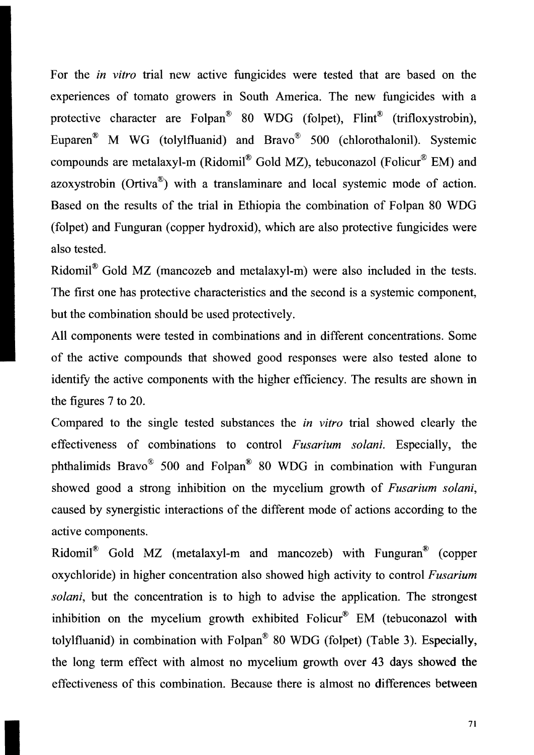For the *in vitro* trial new active fungicides were tested that are based on the experiences of tomato growers in South America. The new fungicides with a protective character are Folpan® 80 WDG (folpet), Flint® (trifloxystrobin), Euparen® M WG (tolylfluanid) and Bravo® 500 (chlorothalonil). Systemic compounds are metalaxyl-m (Ridomil® Gold MZ), tebuconazol (Folicur® EM) and azoxystrobin (Ortiva®) with a translaminare and local systemic mode of action. Based on the results of the trial in Ethiopia the combination of Folpan 80 WDG (folpet) and Funguran (copper hydroxid), which are also protective fungicides were also tested.

Ridomil® Gold MZ (mancozeb and metalaxyl-m) were also included in the tests. The first one has protective characteristics and the second is a systemic component, but the combination should be used protectively.

All components were tested in combinations and in different concentrations. Some of the active compounds that showed good responses were also tested alone to identify the active components with the higher efficiency. The results are shown in the figures 7 to 20.

Compared to the single tested substances the *in vitro* trial showed clearly the effectiveness of combinations to control *Fusarium solani*. Especially, the phthalimids Bravo® 500 and Folpan® 80 WDG in combination with Funguran showed good a strong inhibition on the mycelium growth of *Fusarium solani*, caused by synergistic interactions of the different mode of actions according to the active components.

Ridomil® Gold MZ (metalaxyl-m and mancozeb) with Funguran® (copper oxychloride) in higher concentration also showed high activity to control *Fusarium solani*, but the concentration is to high to advise the application. The strongest inhibition on the mycelium growth exhibited Folicur® EM (tebuconazol with tolylfluanid) in combination with Folpan® 80 WDG (folpet) (Table 3). Especially, the long term effect with almost no mycelium growth over 43 days showed the effectiveness of this combination. Because there is almost no differences between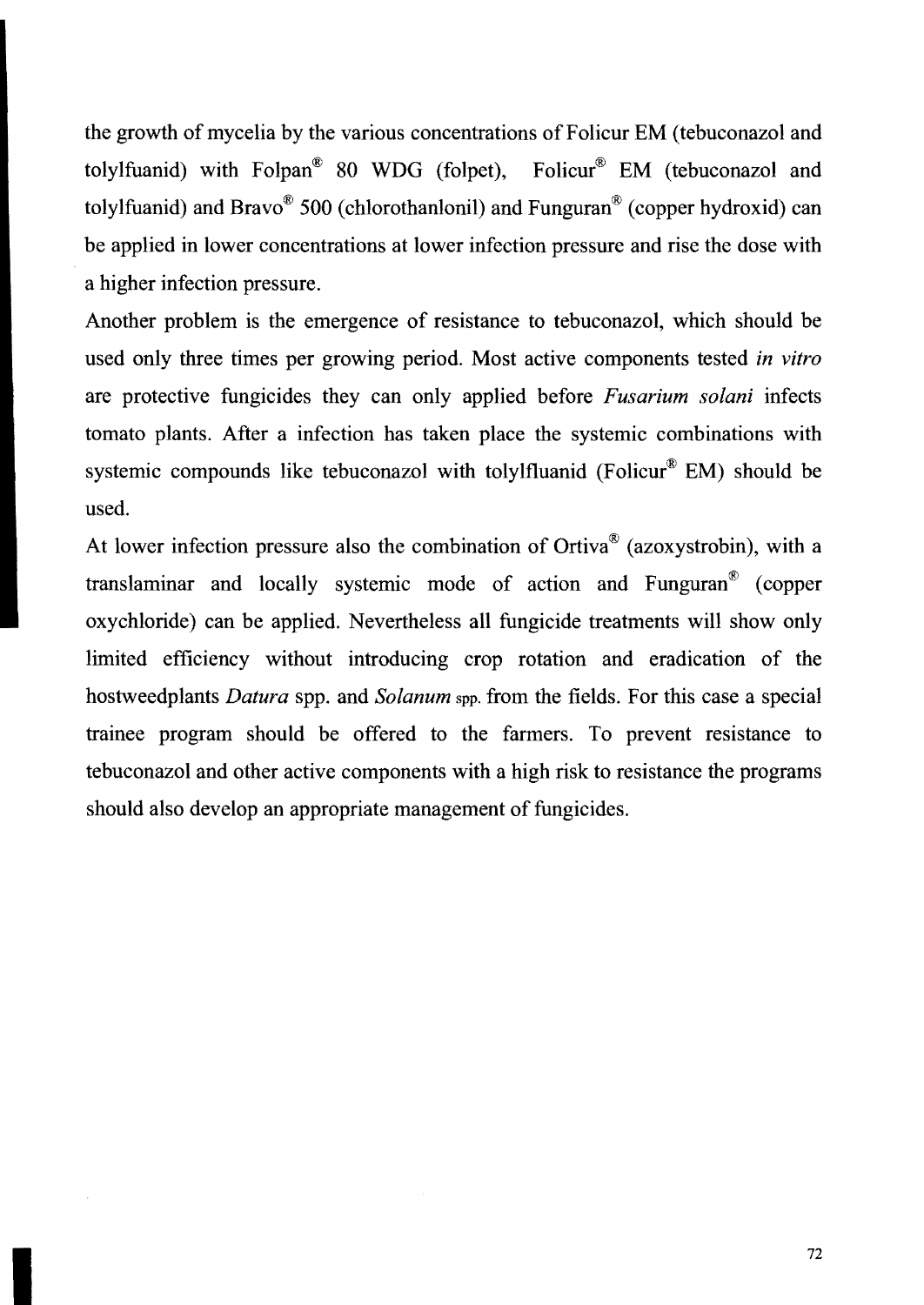the growth of mycelia by the various concentrations of Folicur EM (tebuconazol and tolylfuanid) with Folpan® 80 WDG (folpet), Folicur® EM (tebuconazol and tolylfuanid) and Bravo® 500 (chlorothanlonil) and Funguran® (copper hydroxid) can be applied in lower concentrations at lower infection pressure and rise the dose with a higher infection pressure.

Another problem is the emergence of resistance to tebuconazol, which should be used only three times per growing period. Most active components tested *in vitro* are protective fungicides they can only applied before *Fusarium solani* infects tomato plants. After a infection has taken place the systemic combinations with systemic compounds like tebuconazol with tolylfluanid (Folicur® EM) should be used.

At lower infection pressure also the combination of Ortiva® (azoxystrobin), with a translaminar and locally systemic mode of action and Funguran® (copper oxychloride) can be applied. Nevertheless all fungicide treatments will show only limited efficiency without introducing crop rotation and eradication of the hostweedplants *Datura* spp. and *Solanum* spp. from the fields. For this case a special trainee program should be offered to the farmers. To prevent resistance to tebuconazol and other active components with a high risk to resistance the programs should also develop an appropriate management of fungicides.